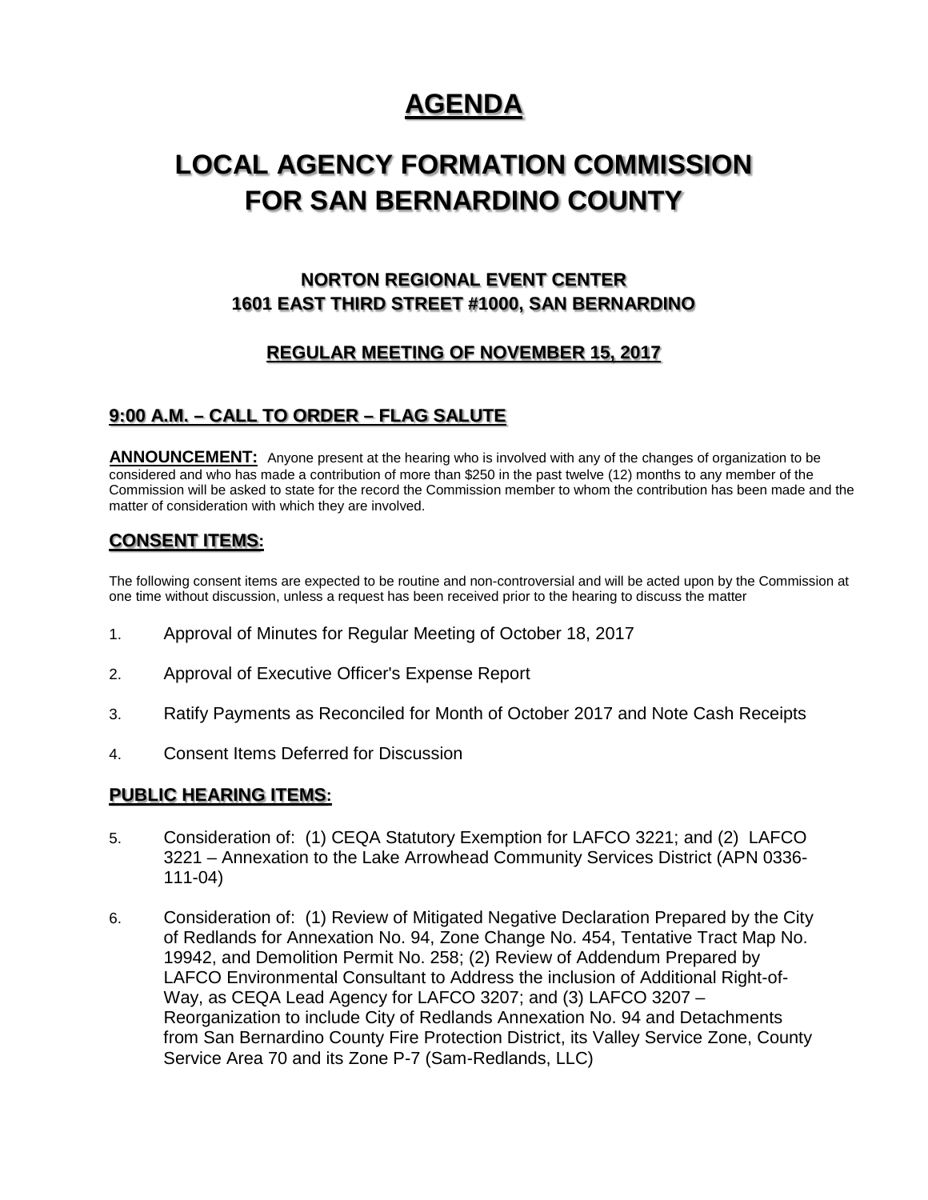# AGENDA

# LOCAL AGENCY FORMATION COMMISSION FOR SAN BERNARDINO COUNTY

### NORTON REGIONAL EVENT CENTER
### 1601 EAST THIRD STREET #1000, SAN BERNARDINO

### REGULAR MEETING OF NOVEMBER 15, 2017

## 9:00 A.M. – CALL TO ORDER – FLAG SALUTE

**ANNOUNCEMENT:** Anyone present at the hearing who is involved with any of the changes of organization to be considered and who has made a contribution of more than $250 in the past twelve (12) months to any member of the Commission will be asked to state for the record the Commission member to whom the contribution has been made and the matter of consideration with which they are involved.

## CONSENT ITEMS:

The following consent items are expected to be routine and non-controversial and will be acted upon by the Commission at one time without discussion, unless a request has been received prior to the hearing to discuss the matter

1. Approval of Minutes for Regular Meeting of October 18, 2017
2. Approval of Executive Officer's Expense Report
3. Ratify Payments as Reconciled for Month of October 2017 and Note Cash Receipts
4. Consent Items Deferred for Discussion

## PUBLIC HEARING ITEMS:

5. Consideration of: (1) CEQA Statutory Exemption for LAFCO 3221; and (2) LAFCO 3221 – Annexation to the Lake Arrowhead Community Services District (APN 0336-111-04)
6. Consideration of: (1) Review of Mitigated Negative Declaration Prepared by the City of Redlands for Annexation No. 94, Zone Change No. 454, Tentative Tract Map No. 19942, and Demolition Permit No. 258; (2) Review of Addendum Prepared by LAFCO Environmental Consultant to Address the inclusion of Additional Right-of-Way, as CEQA Lead Agency for LAFCO 3207; and (3) LAFCO 3207 – Reorganization to include City of Redlands Annexation No. 94 and Detachments from San Bernardino County Fire Protection District, its Valley Service Zone, County Service Area 70 and its Zone P-7 (Sam-Redlands, LLC)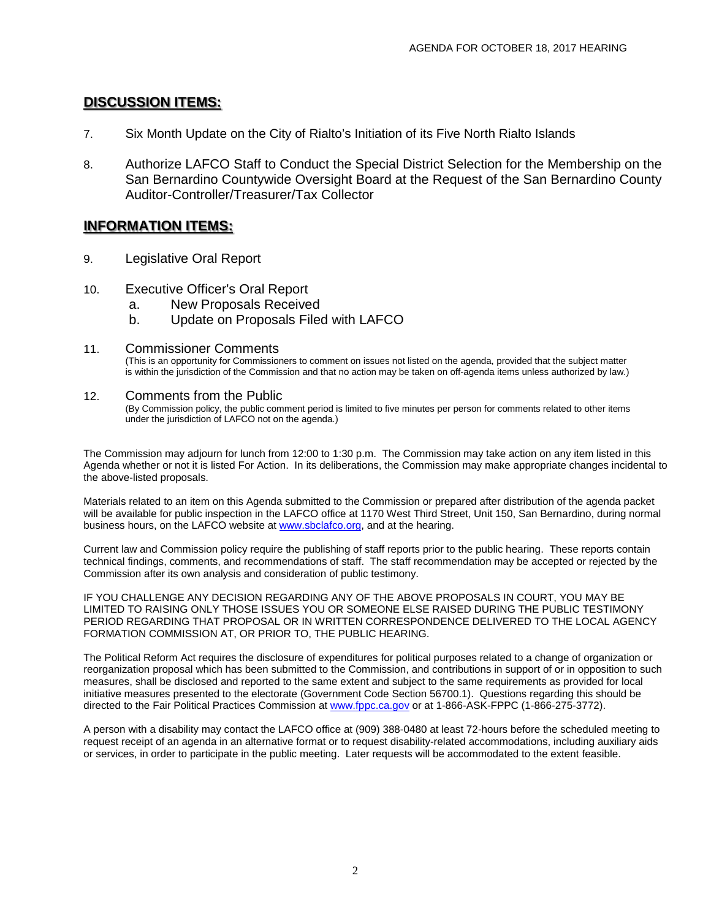## DISCUSSION ITEMS:

7. Six Month Update on the City of Rialto's Initiation of its Five North Rialto Islands

8. Authorize LAFCO Staff to Conduct the Special District Selection for the Membership on the San Bernardino Countywide Oversight Board at the Request of the San Bernardino County Auditor-Controller/Treasurer/Tax Collector

## INFORMATION ITEMS:

9. Legislative Oral Report

10. Executive Officer's Oral Report
    a. New Proposals Received
    b. Update on Proposals Filed with LAFCO

11. Commissioner Comments
    (This is an opportunity for Commissioners to comment on issues not listed on the agenda, provided that the subject matter is within the jurisdiction of the Commission and that no action may be taken on off-agenda items unless authorized by law.)

12. Comments from the Public
    (By Commission policy, the public comment period is limited to five minutes per person for comments related to other items under the jurisdiction of LAFCO not on the agenda.)

The Commission may adjourn for lunch from 12:00 to 1:30 p.m. The Commission may take action on any item listed in this Agenda whether or not it is listed For Action. In its deliberations, the Commission may make appropriate changes incidental to the above-listed proposals.

Materials related to an item on this Agenda submitted to the Commission or prepared after distribution of the agenda packet will be available for public inspection in the LAFCO office at 1170 West Third Street, Unit 150, San Bernardino, during normal business hours, on the LAFCO website at www.sbclafco.org, and at the hearing.

Current law and Commission policy require the publishing of staff reports prior to the public hearing. These reports contain technical findings, comments, and recommendations of staff. The staff recommendation may be accepted or rejected by the Commission after its own analysis and consideration of public testimony.

IF YOU CHALLENGE ANY DECISION REGARDING ANY OF THE ABOVE PROPOSALS IN COURT, YOU MAY BE LIMITED TO RAISING ONLY THOSE ISSUES YOU OR SOMEONE ELSE RAISED DURING THE PUBLIC TESTIMONY PERIOD REGARDING THAT PROPOSAL OR IN WRITTEN CORRESPONDENCE DELIVERED TO THE LOCAL AGENCY FORMATION COMMISSION AT, OR PRIOR TO, THE PUBLIC HEARING.

The Political Reform Act requires the disclosure of expenditures for political purposes related to a change of organization or reorganization proposal which has been submitted to the Commission, and contributions in support of or in opposition to such measures, shall be disclosed and reported to the same extent and subject to the same requirements as provided for local initiative measures presented to the electorate (Government Code Section 56700.1). Questions regarding this should be directed to the Fair Political Practices Commission at www.fppc.ca.gov or at 1-866-ASK-FPPC (1-866-275-3772).

A person with a disability may contact the LAFCO office at (909) 388-0480 at least 72-hours before the scheduled meeting to request receipt of an agenda in an alternative format or to request disability-related accommodations, including auxiliary aids or services, in order to participate in the public meeting. Later requests will be accommodated to the extent feasible.